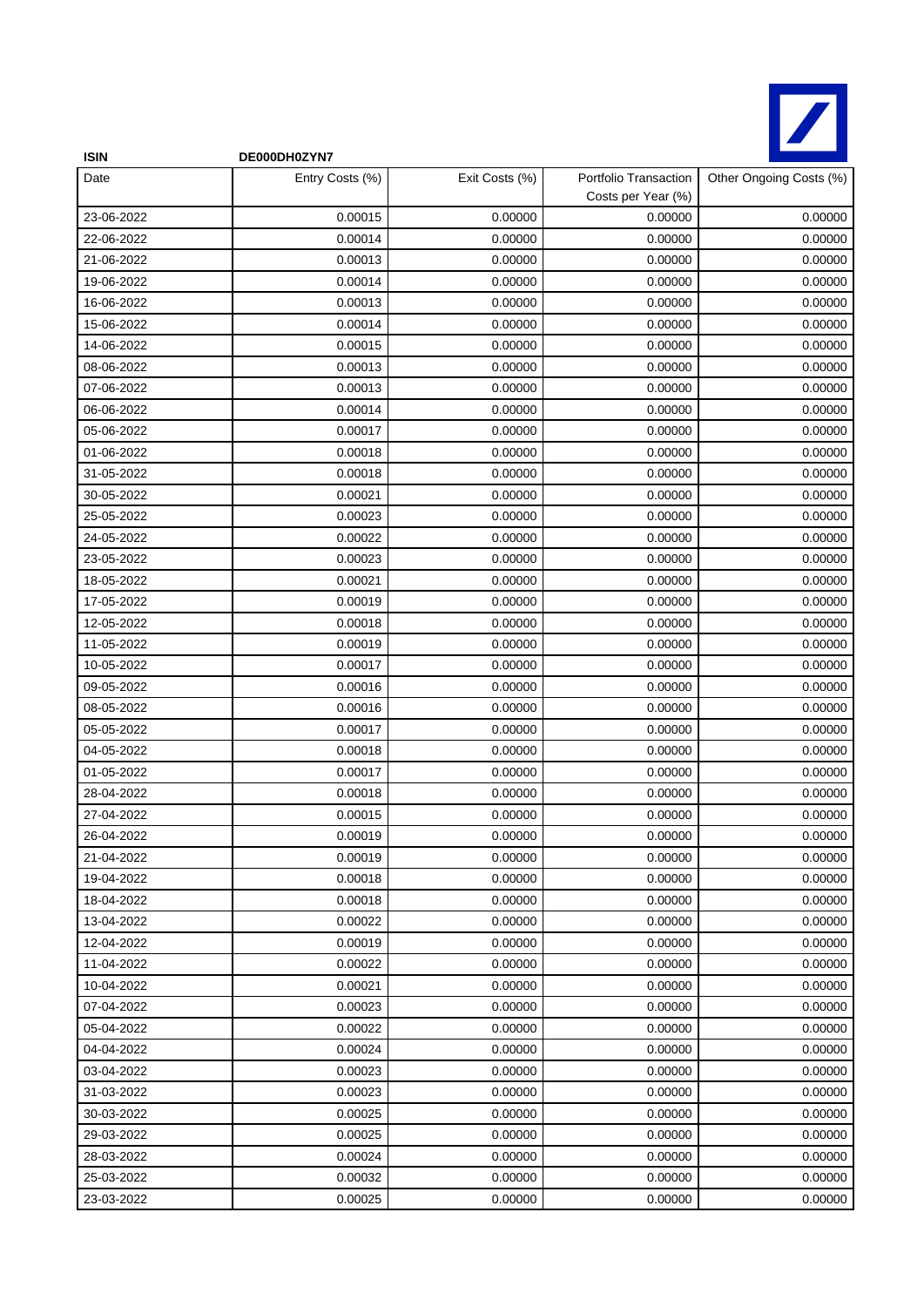**ISIN** **DE000DH0ZYN7**

| Date | Entry Costs (%) | Exit Costs (%) | Portfolio Transaction Costs per Year (%) | Other Ongoing Costs (%) |
|---|---|---|---|---|
| 23-06-2022 | 0.00015 | 0.00000 | 0.00000 | 0.00000 |
| 22-06-2022 | 0.00014 | 0.00000 | 0.00000 | 0.00000 |
| 21-06-2022 | 0.00013 | 0.00000 | 0.00000 | 0.00000 |
| 19-06-2022 | 0.00014 | 0.00000 | 0.00000 | 0.00000 |
| 16-06-2022 | 0.00013 | 0.00000 | 0.00000 | 0.00000 |
| 15-06-2022 | 0.00014 | 0.00000 | 0.00000 | 0.00000 |
| 14-06-2022 | 0.00015 | 0.00000 | 0.00000 | 0.00000 |
| 08-06-2022 | 0.00013 | 0.00000 | 0.00000 | 0.00000 |
| 07-06-2022 | 0.00013 | 0.00000 | 0.00000 | 0.00000 |
| 06-06-2022 | 0.00014 | 0.00000 | 0.00000 | 0.00000 |
| 05-06-2022 | 0.00017 | 0.00000 | 0.00000 | 0.00000 |
| 01-06-2022 | 0.00018 | 0.00000 | 0.00000 | 0.00000 |
| 31-05-2022 | 0.00018 | 0.00000 | 0.00000 | 0.00000 |
| 30-05-2022 | 0.00021 | 0.00000 | 0.00000 | 0.00000 |
| 25-05-2022 | 0.00023 | 0.00000 | 0.00000 | 0.00000 |
| 24-05-2022 | 0.00022 | 0.00000 | 0.00000 | 0.00000 |
| 23-05-2022 | 0.00023 | 0.00000 | 0.00000 | 0.00000 |
| 18-05-2022 | 0.00021 | 0.00000 | 0.00000 | 0.00000 |
| 17-05-2022 | 0.00019 | 0.00000 | 0.00000 | 0.00000 |
| 12-05-2022 | 0.00018 | 0.00000 | 0.00000 | 0.00000 |
| 11-05-2022 | 0.00019 | 0.00000 | 0.00000 | 0.00000 |
| 10-05-2022 | 0.00017 | 0.00000 | 0.00000 | 0.00000 |
| 09-05-2022 | 0.00016 | 0.00000 | 0.00000 | 0.00000 |
| 08-05-2022 | 0.00016 | 0.00000 | 0.00000 | 0.00000 |
| 05-05-2022 | 0.00017 | 0.00000 | 0.00000 | 0.00000 |
| 04-05-2022 | 0.00018 | 0.00000 | 0.00000 | 0.00000 |
| 01-05-2022 | 0.00017 | 0.00000 | 0.00000 | 0.00000 |
| 28-04-2022 | 0.00018 | 0.00000 | 0.00000 | 0.00000 |
| 27-04-2022 | 0.00015 | 0.00000 | 0.00000 | 0.00000 |
| 26-04-2022 | 0.00019 | 0.00000 | 0.00000 | 0.00000 |
| 21-04-2022 | 0.00019 | 0.00000 | 0.00000 | 0.00000 |
| 19-04-2022 | 0.00018 | 0.00000 | 0.00000 | 0.00000 |
| 18-04-2022 | 0.00018 | 0.00000 | 0.00000 | 0.00000 |
| 13-04-2022 | 0.00022 | 0.00000 | 0.00000 | 0.00000 |
| 12-04-2022 | 0.00019 | 0.00000 | 0.00000 | 0.00000 |
| 11-04-2022 | 0.00022 | 0.00000 | 0.00000 | 0.00000 |
| 10-04-2022 | 0.00021 | 0.00000 | 0.00000 | 0.00000 |
| 07-04-2022 | 0.00023 | 0.00000 | 0.00000 | 0.00000 |
| 05-04-2022 | 0.00022 | 0.00000 | 0.00000 | 0.00000 |
| 04-04-2022 | 0.00024 | 0.00000 | 0.00000 | 0.00000 |
| 03-04-2022 | 0.00023 | 0.00000 | 0.00000 | 0.00000 |
| 31-03-2022 | 0.00023 | 0.00000 | 0.00000 | 0.00000 |
| 30-03-2022 | 0.00025 | 0.00000 | 0.00000 | 0.00000 |
| 29-03-2022 | 0.00025 | 0.00000 | 0.00000 | 0.00000 |
| 28-03-2022 | 0.00024 | 0.00000 | 0.00000 | 0.00000 |
| 25-03-2022 | 0.00032 | 0.00000 | 0.00000 | 0.00000 |
| 23-03-2022 | 0.00025 | 0.00000 | 0.00000 | 0.00000 |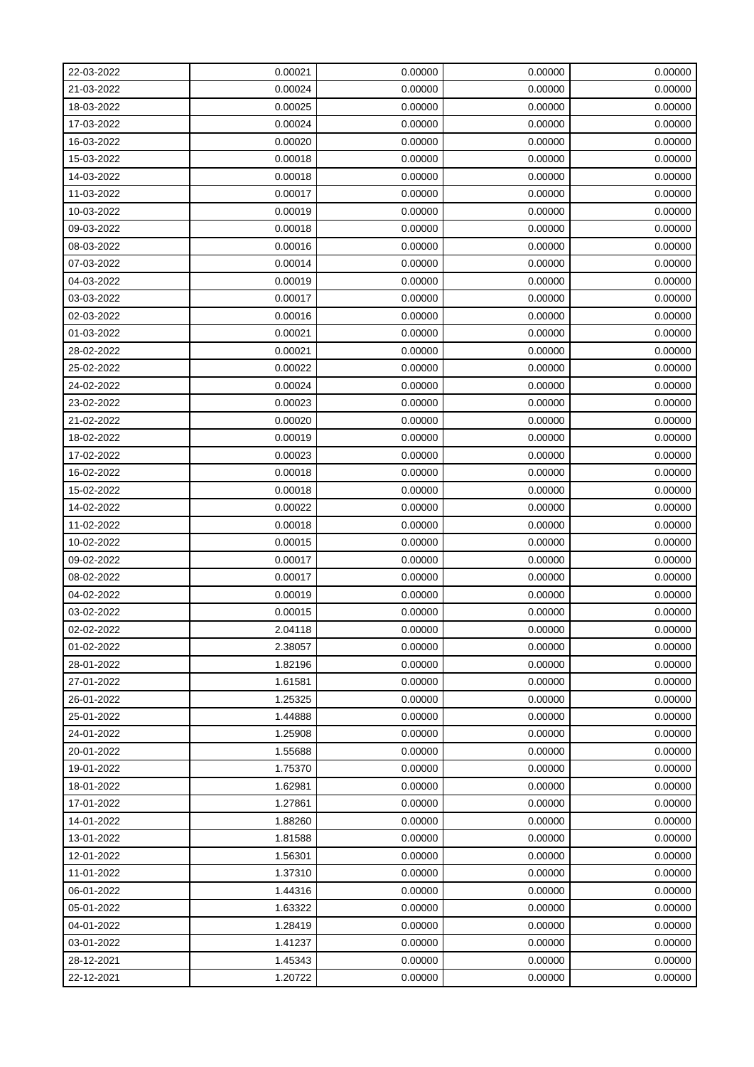| | | | | |
|---|---|---|---|---|
| 22-03-2022 | 0.00021 | 0.00000 | 0.00000 | 0.00000 |
| 21-03-2022 | 0.00024 | 0.00000 | 0.00000 | 0.00000 |
| 18-03-2022 | 0.00025 | 0.00000 | 0.00000 | 0.00000 |
| 17-03-2022 | 0.00024 | 0.00000 | 0.00000 | 0.00000 |
| 16-03-2022 | 0.00020 | 0.00000 | 0.00000 | 0.00000 |
| 15-03-2022 | 0.00018 | 0.00000 | 0.00000 | 0.00000 |
| 14-03-2022 | 0.00018 | 0.00000 | 0.00000 | 0.00000 |
| 11-03-2022 | 0.00017 | 0.00000 | 0.00000 | 0.00000 |
| 10-03-2022 | 0.00019 | 0.00000 | 0.00000 | 0.00000 |
| 09-03-2022 | 0.00018 | 0.00000 | 0.00000 | 0.00000 |
| 08-03-2022 | 0.00016 | 0.00000 | 0.00000 | 0.00000 |
| 07-03-2022 | 0.00014 | 0.00000 | 0.00000 | 0.00000 |
| 04-03-2022 | 0.00019 | 0.00000 | 0.00000 | 0.00000 |
| 03-03-2022 | 0.00017 | 0.00000 | 0.00000 | 0.00000 |
| 02-03-2022 | 0.00016 | 0.00000 | 0.00000 | 0.00000 |
| 01-03-2022 | 0.00021 | 0.00000 | 0.00000 | 0.00000 |
| 28-02-2022 | 0.00021 | 0.00000 | 0.00000 | 0.00000 |
| 25-02-2022 | 0.00022 | 0.00000 | 0.00000 | 0.00000 |
| 24-02-2022 | 0.00024 | 0.00000 | 0.00000 | 0.00000 |
| 23-02-2022 | 0.00023 | 0.00000 | 0.00000 | 0.00000 |
| 21-02-2022 | 0.00020 | 0.00000 | 0.00000 | 0.00000 |
| 18-02-2022 | 0.00019 | 0.00000 | 0.00000 | 0.00000 |
| 17-02-2022 | 0.00023 | 0.00000 | 0.00000 | 0.00000 |
| 16-02-2022 | 0.00018 | 0.00000 | 0.00000 | 0.00000 |
| 15-02-2022 | 0.00018 | 0.00000 | 0.00000 | 0.00000 |
| 14-02-2022 | 0.00022 | 0.00000 | 0.00000 | 0.00000 |
| 11-02-2022 | 0.00018 | 0.00000 | 0.00000 | 0.00000 |
| 10-02-2022 | 0.00015 | 0.00000 | 0.00000 | 0.00000 |
| 09-02-2022 | 0.00017 | 0.00000 | 0.00000 | 0.00000 |
| 08-02-2022 | 0.00017 | 0.00000 | 0.00000 | 0.00000 |
| 04-02-2022 | 0.00019 | 0.00000 | 0.00000 | 0.00000 |
| 03-02-2022 | 0.00015 | 0.00000 | 0.00000 | 0.00000 |
| 02-02-2022 | 2.04118 | 0.00000 | 0.00000 | 0.00000 |
| 01-02-2022 | 2.38057 | 0.00000 | 0.00000 | 0.00000 |
| 28-01-2022 | 1.82196 | 0.00000 | 0.00000 | 0.00000 |
| 27-01-2022 | 1.61581 | 0.00000 | 0.00000 | 0.00000 |
| 26-01-2022 | 1.25325 | 0.00000 | 0.00000 | 0.00000 |
| 25-01-2022 | 1.44888 | 0.00000 | 0.00000 | 0.00000 |
| 24-01-2022 | 1.25908 | 0.00000 | 0.00000 | 0.00000 |
| 20-01-2022 | 1.55688 | 0.00000 | 0.00000 | 0.00000 |
| 19-01-2022 | 1.75370 | 0.00000 | 0.00000 | 0.00000 |
| 18-01-2022 | 1.62981 | 0.00000 | 0.00000 | 0.00000 |
| 17-01-2022 | 1.27861 | 0.00000 | 0.00000 | 0.00000 |
| 14-01-2022 | 1.88260 | 0.00000 | 0.00000 | 0.00000 |
| 13-01-2022 | 1.81588 | 0.00000 | 0.00000 | 0.00000 |
| 12-01-2022 | 1.56301 | 0.00000 | 0.00000 | 0.00000 |
| 11-01-2022 | 1.37310 | 0.00000 | 0.00000 | 0.00000 |
| 06-01-2022 | 1.44316 | 0.00000 | 0.00000 | 0.00000 |
| 05-01-2022 | 1.63322 | 0.00000 | 0.00000 | 0.00000 |
| 04-01-2022 | 1.28419 | 0.00000 | 0.00000 | 0.00000 |
| 03-01-2022 | 1.41237 | 0.00000 | 0.00000 | 0.00000 |
| 28-12-2021 | 1.45343 | 0.00000 | 0.00000 | 0.00000 |
| 22-12-2021 | 1.20722 | 0.00000 | 0.00000 | 0.00000 |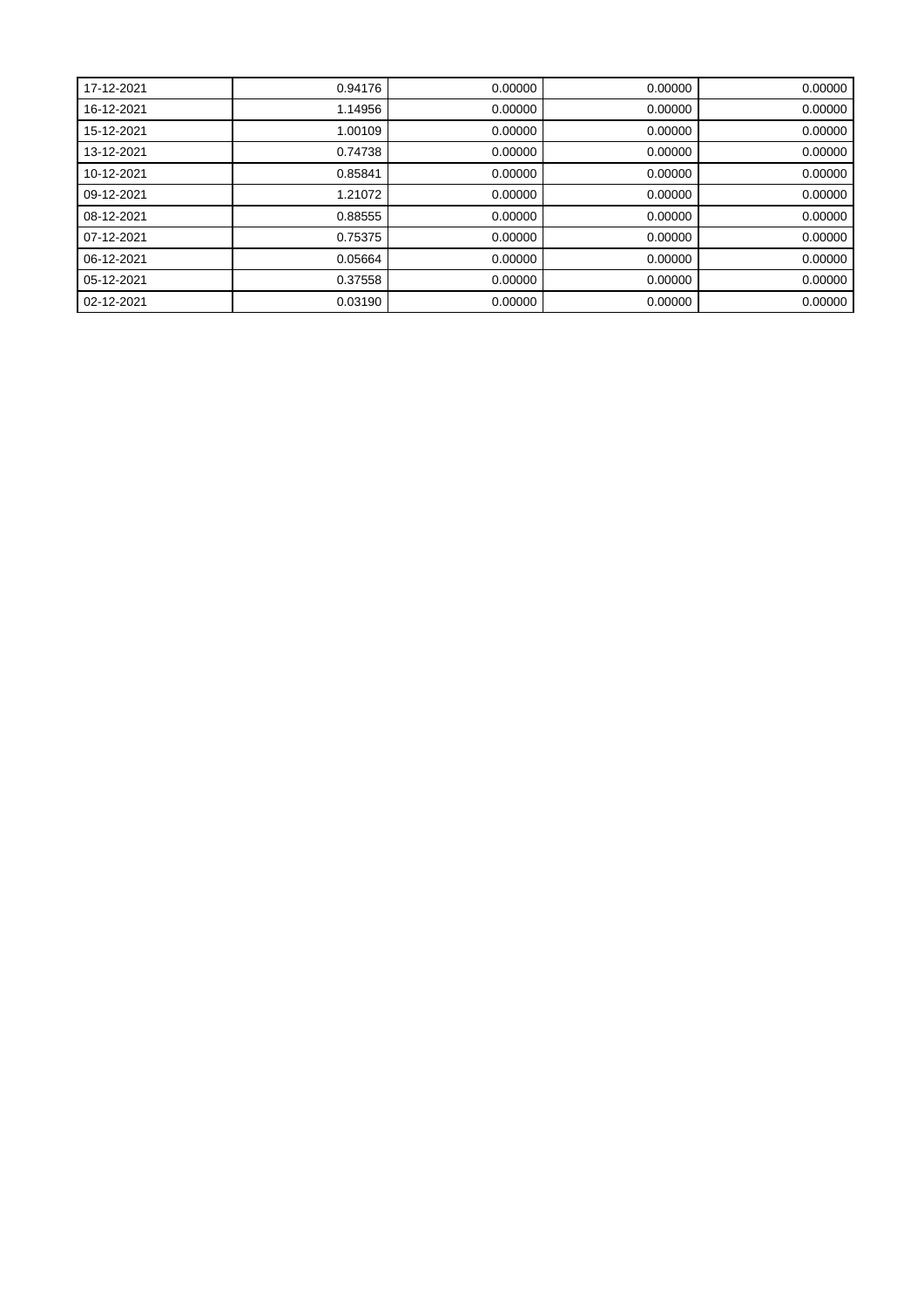| | | | | |
|---|---|---|---|---|
| 17-12-2021 | 0.94176 | 0.00000 | 0.00000 | 0.00000 |
| 16-12-2021 | 1.14956 | 0.00000 | 0.00000 | 0.00000 |
| 15-12-2021 | 1.00109 | 0.00000 | 0.00000 | 0.00000 |
| 13-12-2021 | 0.74738 | 0.00000 | 0.00000 | 0.00000 |
| 10-12-2021 | 0.85841 | 0.00000 | 0.00000 | 0.00000 |
| 09-12-2021 | 1.21072 | 0.00000 | 0.00000 | 0.00000 |
| 08-12-2021 | 0.88555 | 0.00000 | 0.00000 | 0.00000 |
| 07-12-2021 | 0.75375 | 0.00000 | 0.00000 | 0.00000 |
| 06-12-2021 | 0.05664 | 0.00000 | 0.00000 | 0.00000 |
| 05-12-2021 | 0.37558 | 0.00000 | 0.00000 | 0.00000 |
| 02-12-2021 | 0.03190 | 0.00000 | 0.00000 | 0.00000 |